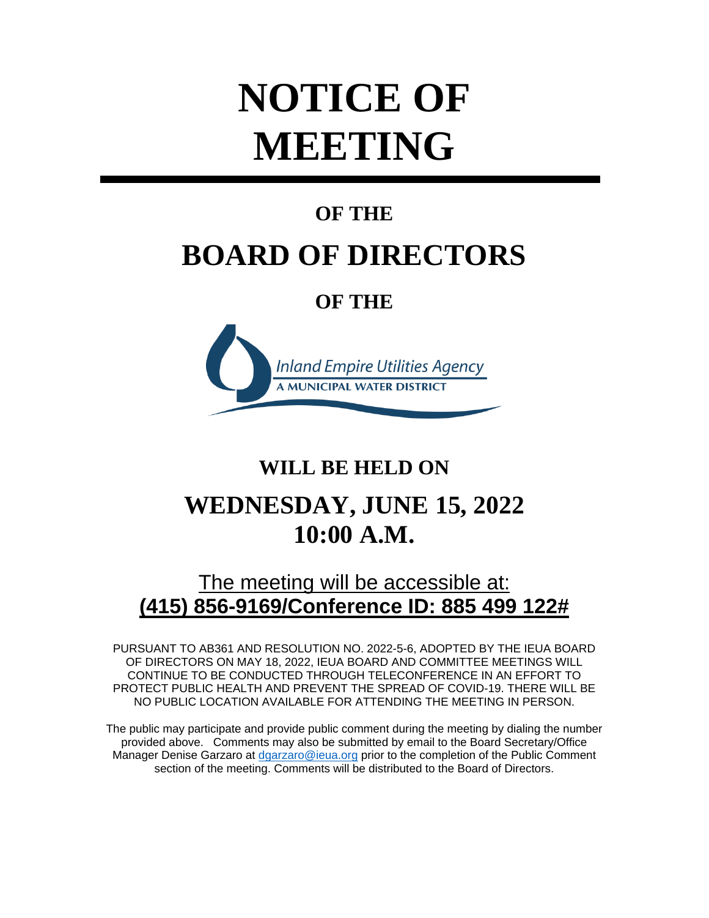# NOTICE OF MEETING

## OF THE

# BOARD OF DIRECTORS

## OF THE

Inland Empire Utilities Agency
A MUNICIPAL WATER DISTRICT

## WILL BE HELD ON

# WEDNESDAY, JUNE 15, 2022
# 10:00 A.M.

## The meeting will be accessible at:
## **(415) 856-9169/Conference ID: 885 499 122#**

PURSUANT TO AB361 AND RESOLUTION NO. 2022-5-6, ADOPTED BY THE IEUA BOARD OF DIRECTORS ON MAY 18, 2022, IEUA BOARD AND COMMITTEE MEETINGS WILL CONTINUE TO BE CONDUCTED THROUGH TELECONFERENCE IN AN EFFORT TO PROTECT PUBLIC HEALTH AND PREVENT THE SPREAD OF COVID-19. THERE WILL BE NO PUBLIC LOCATION AVAILABLE FOR ATTENDING THE MEETING IN PERSON.

The public may participate and provide public comment during the meeting by dialing the number provided above. Comments may also be submitted by email to the Board Secretary/Office Manager Denise Garzaro at dgarzaro@ieua.org prior to the completion of the Public Comment section of the meeting. Comments will be distributed to the Board of Directors.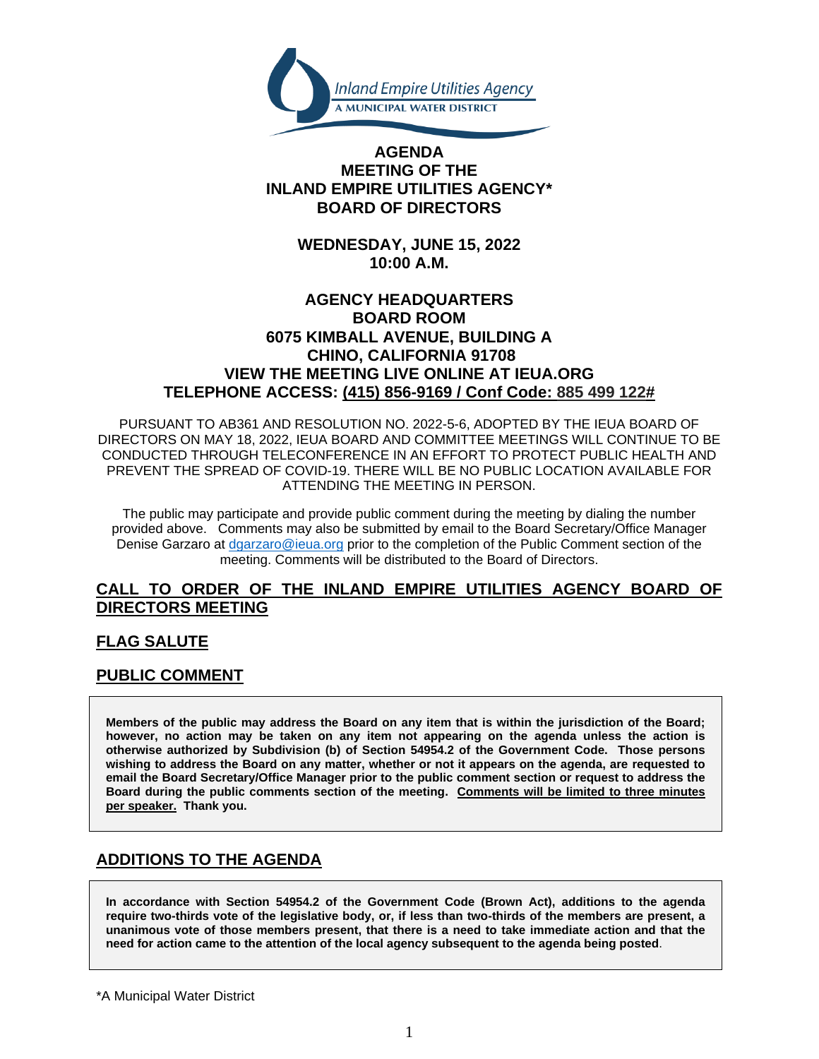Inland Empire Utilities Agency
A MUNICIPAL WATER DISTRICT

# AGENDA
# MEETING OF THE
# INLAND EMPIRE UTILITIES AGENCY*
# BOARD OF DIRECTORS

**WEDNESDAY, JUNE 15, 2022**
**10:00 A.M.**

**AGENCY HEADQUARTERS**
**BOARD ROOM**
**6075 KIMBALL AVENUE, BUILDING A**
**CHINO, CALIFORNIA 91708**
**VIEW THE MEETING LIVE ONLINE AT IEUA.ORG**
**TELEPHONE ACCESS: (415) 856-9169 / Conf Code: 885 499 122#**

PURSUANT TO AB361 AND RESOLUTION NO. 2022-5-6, ADOPTED BY THE IEUA BOARD OF DIRECTORS ON MAY 18, 2022, IEUA BOARD AND COMMITTEE MEETINGS WILL CONTINUE TO BE CONDUCTED THROUGH TELECONFERENCE IN AN EFFORT TO PROTECT PUBLIC HEALTH AND PREVENT THE SPREAD OF COVID-19. THERE WILL BE NO PUBLIC LOCATION AVAILABLE FOR ATTENDING THE MEETING IN PERSON.

The public may participate and provide public comment during the meeting by dialing the number provided above. Comments may also be submitted by email to the Board Secretary/Office Manager Denise Garzaro at dgarzaro@ieua.org prior to the completion of the Public Comment section of the meeting. Comments will be distributed to the Board of Directors.

## CALL TO ORDER OF THE INLAND EMPIRE UTILITIES AGENCY BOARD OF DIRECTORS MEETING

## FLAG SALUTE

## PUBLIC COMMENT

**Members of the public may address the Board on any item that is within the jurisdiction of the Board; however, no action may be taken on any item not appearing on the agenda unless the action is otherwise authorized by Subdivision (b) of Section 54954.2 of the Government Code. Those persons wishing to address the Board on any matter, whether or not it appears on the agenda, are requested to email the Board Secretary/Office Manager prior to the public comment section or request to address the Board during the public comments section of the meeting. Comments will be limited to three minutes per speaker. Thank you.**

## ADDITIONS TO THE AGENDA

**In accordance with Section 54954.2 of the Government Code (Brown Act), additions to the agenda require two-thirds vote of the legislative body, or, if less than two-thirds of the members are present, a unanimous vote of those members present, that there is a need to take immediate action and that the need for action came to the attention of the local agency subsequent to the agenda being posted.**

*A Municipal Water District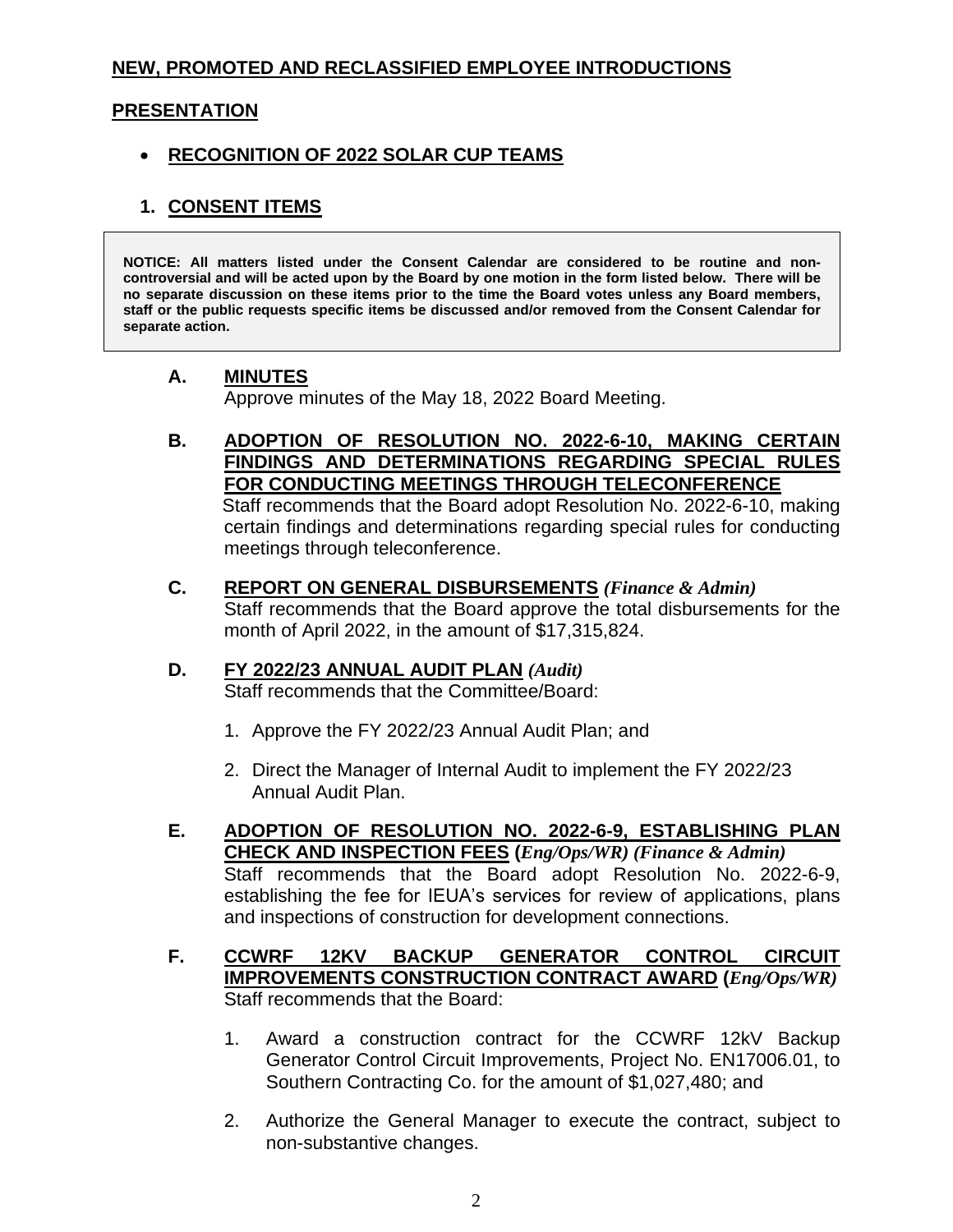## **NEW, PROMOTED AND RECLASSIFIED EMPLOYEE INTRODUCTIONS**

## **PRESENTATION**

- **RECOGNITION OF 2022 SOLAR CUP TEAMS**

## **1. CONSENT ITEMS**

> **NOTICE: All matters listed under the Consent Calendar are considered to be routine and non-controversial and will be acted upon by the Board by one motion in the form listed below. There will be no separate discussion on these items prior to the time the Board votes unless any Board members, staff or the public requests specific items be discussed and/or removed from the Consent Calendar for separate action.**

**A. MINUTES**
Approve minutes of the May 18, 2022 Board Meeting.

**B. ADOPTION OF RESOLUTION NO. 2022-6-10, MAKING CERTAIN FINDINGS AND DETERMINATIONS REGARDING SPECIAL RULES FOR CONDUCTING MEETINGS THROUGH TELECONFERENCE**
Staff recommends that the Board adopt Resolution No. 2022-6-10, making certain findings and determinations regarding special rules for conducting meetings through teleconference.

**C. REPORT ON GENERAL DISBURSEMENTS** ***(Finance & Admin)***
Staff recommends that the Board approve the total disbursements for the month of April 2022, in the amount of $17,315,824.

**D. FY 2022/23 ANNUAL AUDIT PLAN** ***(Audit)***
Staff recommends that the Committee/Board:

1. Approve the FY 2022/23 Annual Audit Plan; and
2. Direct the Manager of Internal Audit to implement the FY 2022/23 Annual Audit Plan.

**E. ADOPTION OF RESOLUTION NO. 2022-6-9, ESTABLISHING PLAN CHECK AND INSPECTION FEES (*Eng/Ops/WR*) *(Finance & Admin)***
Staff recommends that the Board adopt Resolution No. 2022-6-9, establishing the fee for IEUA's services for review of applications, plans and inspections of construction for development connections.

**F. CCWRF 12KV BACKUP GENERATOR CONTROL CIRCUIT IMPROVEMENTS CONSTRUCTION CONTRACT AWARD (*Eng/Ops/WR*)**
Staff recommends that the Board:

1. Award a construction contract for the CCWRF 12kV Backup Generator Control Circuit Improvements, Project No. EN17006.01, to Southern Contracting Co. for the amount of $1,027,480; and
2. Authorize the General Manager to execute the contract, subject to non-substantive changes.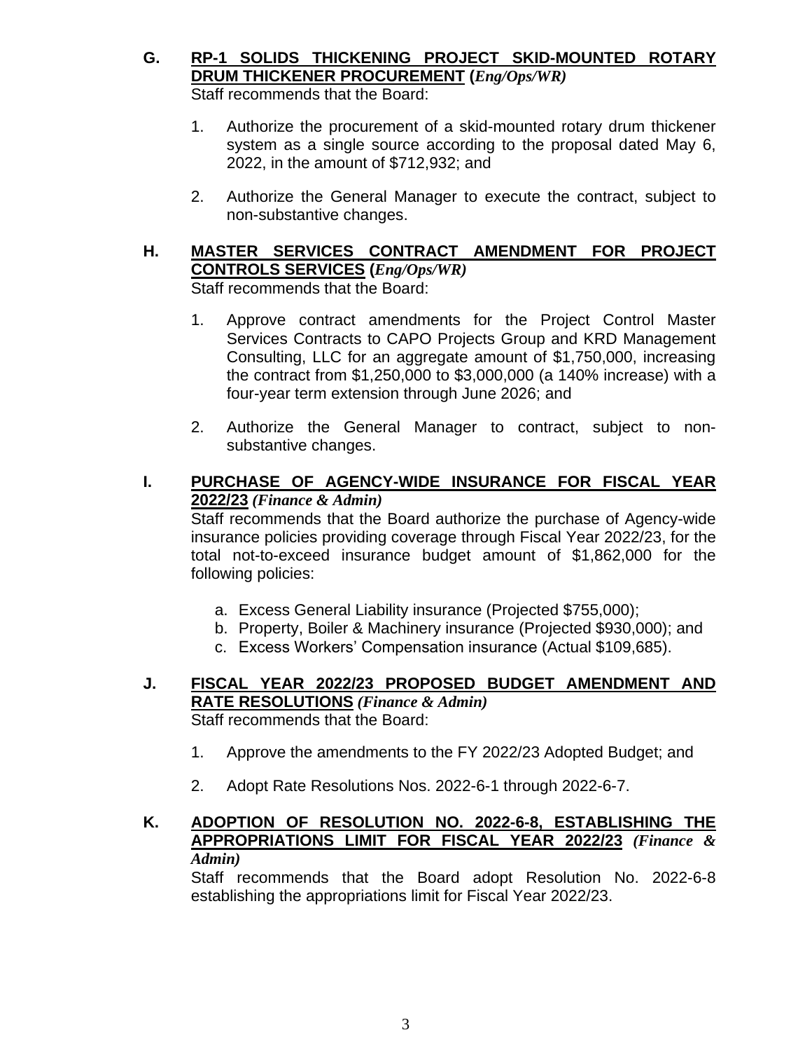**G. <u>RP-1 SOLIDS THICKENING PROJECT SKID-MOUNTED ROTARY DRUM THICKENER PROCUREMENT</u> (*Eng/Ops/WR)***

Staff recommends that the Board:

1. Authorize the procurement of a skid-mounted rotary drum thickener system as a single source according to the proposal dated May 6, 2022, in the amount of $712,932; and

2. Authorize the General Manager to execute the contract, subject to non-substantive changes.

**H. <u>MASTER SERVICES CONTRACT AMENDMENT FOR PROJECT CONTROLS SERVICES</u> (*Eng/Ops/WR)***

Staff recommends that the Board:

1. Approve contract amendments for the Project Control Master Services Contracts to CAPO Projects Group and KRD Management Consulting, LLC for an aggregate amount of $1,750,000, increasing the contract from $1,250,000 to $3,000,000 (a 140% increase) with a four-year term extension through June 2026; and

2. Authorize the General Manager to contract, subject to non-substantive changes.

**I. <u>PURCHASE OF AGENCY-WIDE INSURANCE FOR FISCAL YEAR 2022/23</u> *(Finance & Admin)***

Staff recommends that the Board authorize the purchase of Agency-wide insurance policies providing coverage through Fiscal Year 2022/23, for the total not-to-exceed insurance budget amount of $1,862,000 for the following policies:

a. Excess General Liability insurance (Projected $755,000);
b. Property, Boiler & Machinery insurance (Projected $930,000); and
c. Excess Workers' Compensation insurance (Actual $109,685).

**J. <u>FISCAL YEAR 2022/23 PROPOSED BUDGET AMENDMENT AND RATE RESOLUTIONS</u> *(Finance & Admin)***

Staff recommends that the Board:

1. Approve the amendments to the FY 2022/23 Adopted Budget; and

2. Adopt Rate Resolutions Nos. 2022-6-1 through 2022-6-7.

**K. <u>ADOPTION OF RESOLUTION NO. 2022-6-8, ESTABLISHING THE APPROPRIATIONS LIMIT FOR FISCAL YEAR 2022/23</u> *(Finance & Admin)***

Staff recommends that the Board adopt Resolution No. 2022-6-8 establishing the appropriations limit for Fiscal Year 2022/23.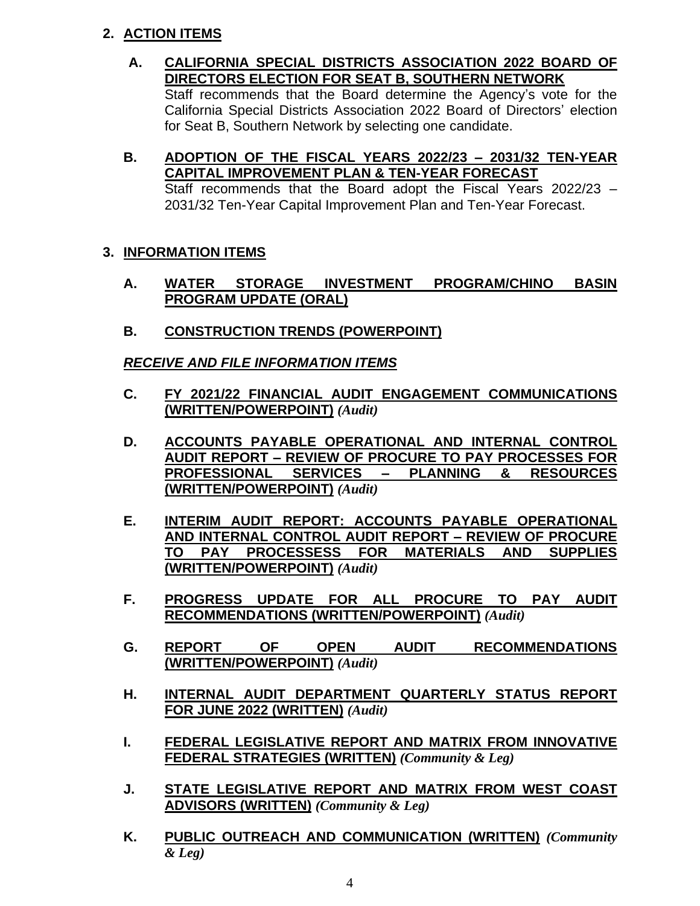## 2. ACTION ITEMS

**A. CALIFORNIA SPECIAL DISTRICTS ASSOCIATION 2022 BOARD OF DIRECTORS ELECTION FOR SEAT B, SOUTHERN NETWORK**

Staff recommends that the Board determine the Agency's vote for the California Special Districts Association 2022 Board of Directors' election for Seat B, Southern Network by selecting one candidate.

**B. ADOPTION OF THE FISCAL YEARS 2022/23 – 2031/32 TEN-YEAR CAPITAL IMPROVEMENT PLAN & TEN-YEAR FORECAST**

Staff recommends that the Board adopt the Fiscal Years 2022/23 – 2031/32 Ten-Year Capital Improvement Plan and Ten-Year Forecast.

## 3. INFORMATION ITEMS

**A. WATER STORAGE INVESTMENT PROGRAM/CHINO BASIN PROGRAM UPDATE (ORAL)**

**B. CONSTRUCTION TRENDS (POWERPOINT)**

***RECEIVE AND FILE INFORMATION ITEMS***

**C. FY 2021/22 FINANCIAL AUDIT ENGAGEMENT COMMUNICATIONS (WRITTEN/POWERPOINT)** *(Audit)*

**D. ACCOUNTS PAYABLE OPERATIONAL AND INTERNAL CONTROL AUDIT REPORT – REVIEW OF PROCURE TO PAY PROCESSES FOR PROFESSIONAL SERVICES – PLANNING & RESOURCES (WRITTEN/POWERPOINT)** *(Audit)*

**E. INTERIM AUDIT REPORT: ACCOUNTS PAYABLE OPERATIONAL AND INTERNAL CONTROL AUDIT REPORT – REVIEW OF PROCURE TO PAY PROCESSESS FOR MATERIALS AND SUPPLIES (WRITTEN/POWERPOINT)** *(Audit)*

**F. PROGRESS UPDATE FOR ALL PROCURE TO PAY AUDIT RECOMMENDATIONS (WRITTEN/POWERPOINT)** *(Audit)*

**G. REPORT OF OPEN AUDIT RECOMMENDATIONS (WRITTEN/POWERPOINT)** *(Audit)*

**H. INTERNAL AUDIT DEPARTMENT QUARTERLY STATUS REPORT FOR JUNE 2022 (WRITTEN)** *(Audit)*

**I. FEDERAL LEGISLATIVE REPORT AND MATRIX FROM INNOVATIVE FEDERAL STRATEGIES (WRITTEN)** *(Community & Leg)*

**J. STATE LEGISLATIVE REPORT AND MATRIX FROM WEST COAST ADVISORS (WRITTEN)** *(Community & Leg)*

**K. PUBLIC OUTREACH AND COMMUNICATION (WRITTEN)** *(Community & Leg)*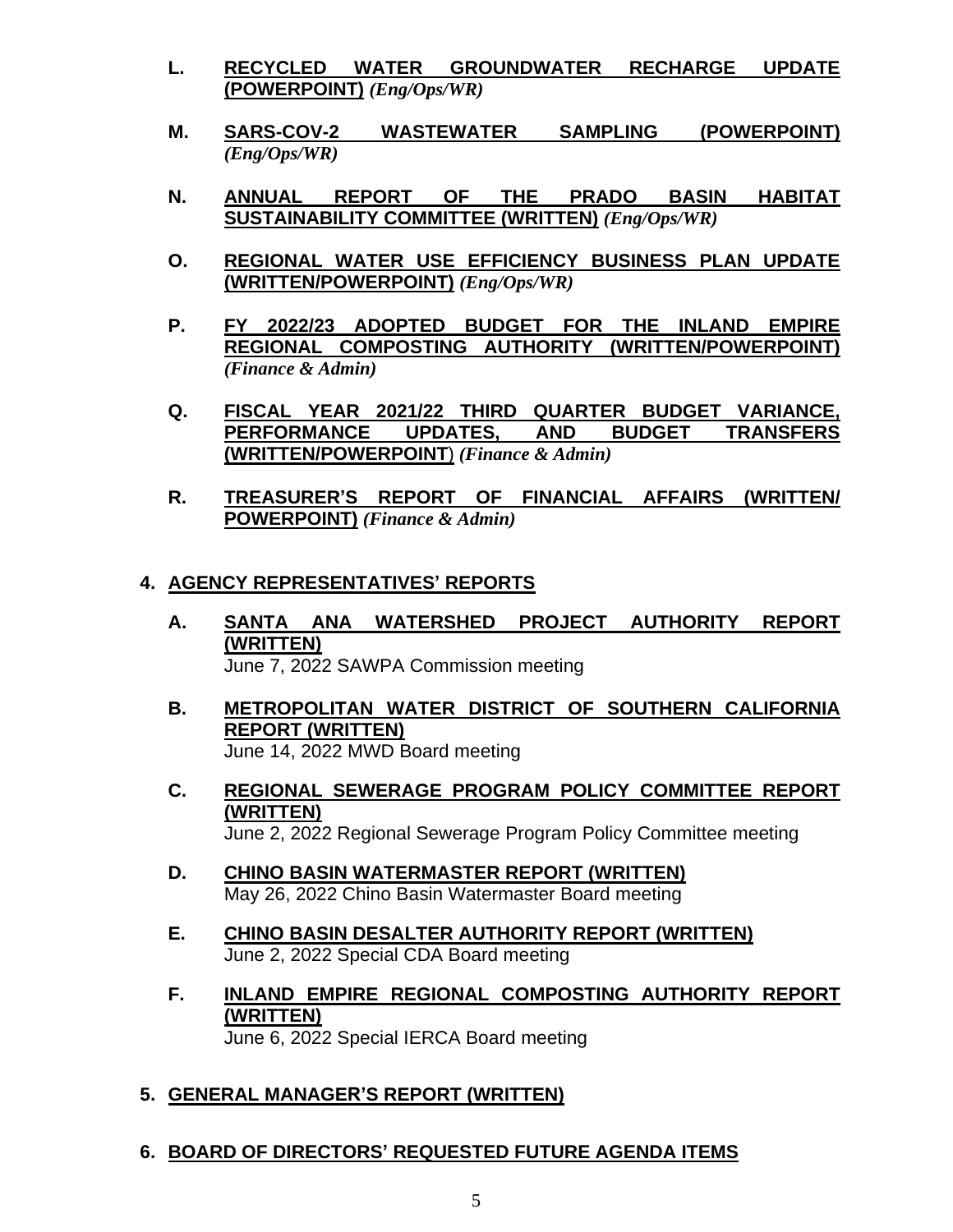**L.** **RECYCLED WATER GROUNDWATER RECHARGE UPDATE (POWERPOINT)** *(Eng/Ops/WR)*

**M.** **SARS-COV-2 WASTEWATER SAMPLING (POWERPOINT)** *(Eng/Ops/WR)*

**N.** **ANNUAL REPORT OF THE PRADO BASIN HABITAT SUSTAINABILITY COMMITTEE (WRITTEN)** *(Eng/Ops/WR)*

**O.** **REGIONAL WATER USE EFFICIENCY BUSINESS PLAN UPDATE (WRITTEN/POWERPOINT)** *(Eng/Ops/WR)*

**P.** **FY 2022/23 ADOPTED BUDGET FOR THE INLAND EMPIRE REGIONAL COMPOSTING AUTHORITY (WRITTEN/POWERPOINT)** *(Finance & Admin)*

**Q.** **FISCAL YEAR 2021/22 THIRD QUARTER BUDGET VARIANCE, PERFORMANCE UPDATES, AND BUDGET TRANSFERS (WRITTEN/POWERPOINT)** *(Finance & Admin)*

**R.** **TREASURER'S REPORT OF FINANCIAL AFFAIRS (WRITTEN/ POWERPOINT)** *(Finance & Admin)*

## 4. AGENCY REPRESENTATIVES' REPORTS

**A.** **SANTA ANA WATERSHED PROJECT AUTHORITY REPORT (WRITTEN)**
June 7, 2022 SAWPA Commission meeting

**B.** **METROPOLITAN WATER DISTRICT OF SOUTHERN CALIFORNIA REPORT (WRITTEN)**
June 14, 2022 MWD Board meeting

**C.** **REGIONAL SEWERAGE PROGRAM POLICY COMMITTEE REPORT (WRITTEN)**
June 2, 2022 Regional Sewerage Program Policy Committee meeting

**D.** **CHINO BASIN WATERMASTER REPORT (WRITTEN)**
May 26, 2022 Chino Basin Watermaster Board meeting

**E.** **CHINO BASIN DESALTER AUTHORITY REPORT (WRITTEN)**
June 2, 2022 Special CDA Board meeting

**F.** **INLAND EMPIRE REGIONAL COMPOSTING AUTHORITY REPORT (WRITTEN)**
June 6, 2022 Special IERCA Board meeting

## 5. GENERAL MANAGER'S REPORT (WRITTEN)

## 6. BOARD OF DIRECTORS' REQUESTED FUTURE AGENDA ITEMS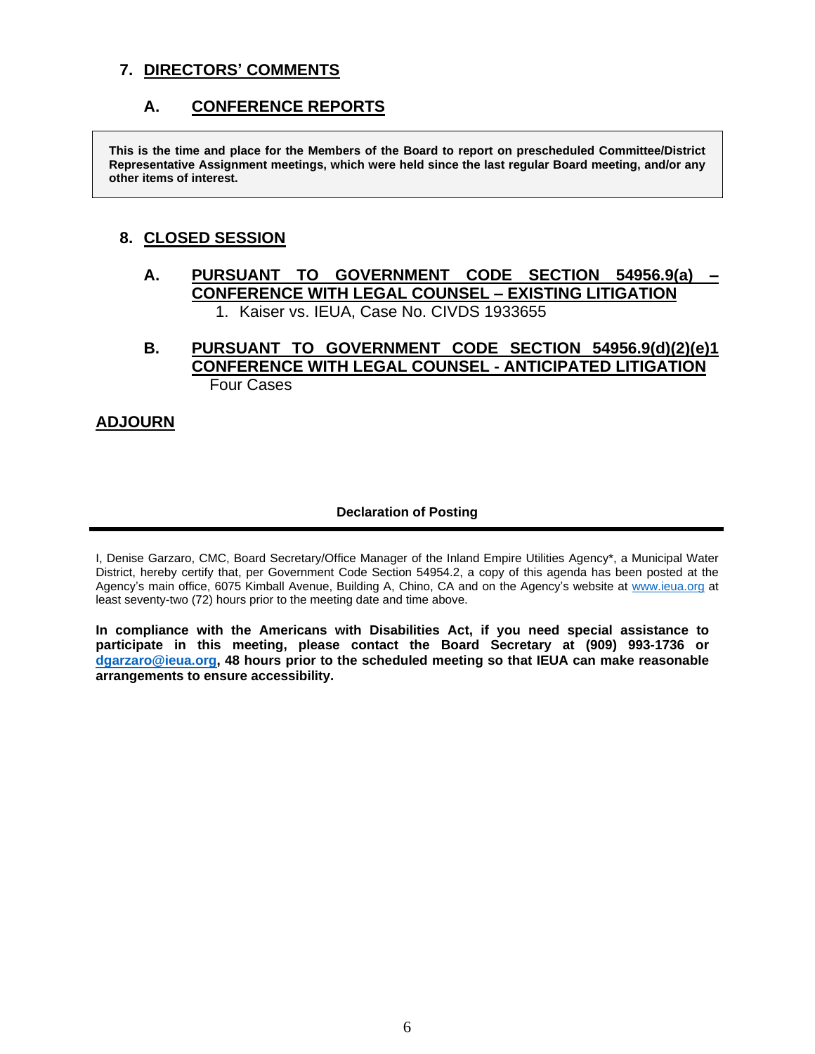## 7. DIRECTORS' COMMENTS

### A. CONFERENCE REPORTS

**This is the time and place for the Members of the Board to report on prescheduled Committee/District Representative Assignment meetings, which were held since the last regular Board meeting, and/or any other items of interest.**

## 8. CLOSED SESSION

### A. PURSUANT TO GOVERNMENT CODE SECTION 54956.9(a) – CONFERENCE WITH LEGAL COUNSEL – EXISTING LITIGATION

1. Kaiser vs. IEUA, Case No. CIVDS 1933655

### B. PURSUANT TO GOVERNMENT CODE SECTION 54956.9(d)(2)(e)1 CONFERENCE WITH LEGAL COUNSEL - ANTICIPATED LITIGATION

Four Cases

## ADJOURN

**Declaration of Posting**

I, Denise Garzaro, CMC, Board Secretary/Office Manager of the Inland Empire Utilities Agency*, a Municipal Water District, hereby certify that, per Government Code Section 54954.2, a copy of this agenda has been posted at the Agency's main office, 6075 Kimball Avenue, Building A, Chino, CA and on the Agency's website at www.ieua.org at least seventy-two (72) hours prior to the meeting date and time above.

**In compliance with the Americans with Disabilities Act, if you need special assistance to participate in this meeting, please contact the Board Secretary at (909) 993-1736 or dgarzaro@ieua.org, 48 hours prior to the scheduled meeting so that IEUA can make reasonable arrangements to ensure accessibility.**